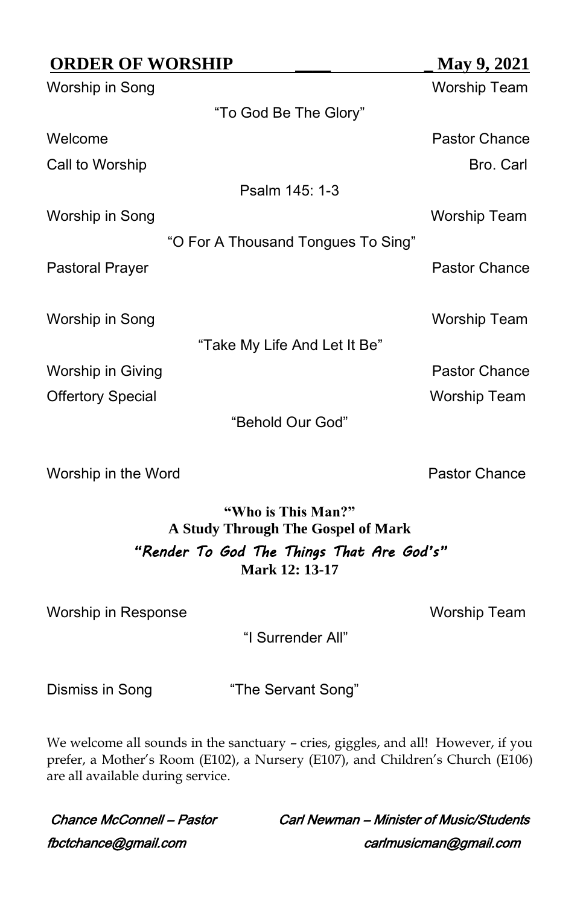**ORDER OF WORSHIP** **May 9, 2021**

Worship in Song — Worship Team

"To God Be The Glory"

Welcome — Pastor Chance

Call to Worship — Bro. Carl

Psalm 145: 1-3

Worship in Song — Worship Team

"O For A Thousand Tongues To Sing"

Pastoral Prayer — Pastor Chance

Worship in Song — Worship Team

"Take My Life And Let It Be"

Worship in Giving — Pastor Chance

Offertory Special — Worship Team

"Behold Our God"

Worship in the Word — Pastor Chance

**"Who is This Man?"**
**A Study Through The Gospel of Mark**

***"Render To God The Things That Are God's"***

**Mark 12: 13-17**

Worship in Response — Worship Team

"I Surrender All"

Dismiss in Song — "The Servant Song"

We welcome all sounds in the sanctuary – cries, giggles, and all! However, if you prefer, a Mother's Room (E102), a Nursery (E107), and Children's Church (E106) are all available during service.

*Chance McConnell – Pastor*
*fbctchance@gmail.com*

*Carl Newman – Minister of Music/Students*
*carlmusicman@gmail.com*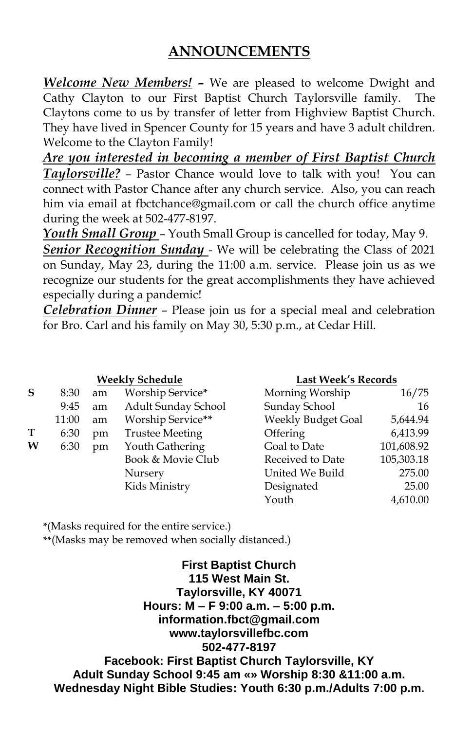## ANNOUNCEMENTS

***Welcome New Members!*** **–** We are pleased to welcome Dwight and Cathy Clayton to our First Baptist Church Taylorsville family. The Claytons come to us by transfer of letter from Highview Baptist Church. They have lived in Spencer County for 15 years and have 3 adult children. Welcome to the Clayton Family!

***Are you interested in becoming a member of First Baptist Church Taylorsville?*** – Pastor Chance would love to talk with you! You can connect with Pastor Chance after any church service. Also, you can reach him via email at fbctchance@gmail.com or call the church office anytime during the week at 502-477-8197.

***Youth Small Group*** – Youth Small Group is cancelled for today, May 9.

***Senior Recognition Sunday*** - We will be celebrating the Class of 2021 on Sunday, May 23, during the 11:00 a.m. service. Please join us as we recognize our students for the great accomplishments they have achieved especially during a pandemic!

***Celebration Dinner*** – Please join us for a special meal and celebration for Bro. Carl and his family on May 30, 5:30 p.m., at Cedar Hill.

**Weekly Schedule**

| | | | |
|---|---|---|---|
| **S** | 8:30 | am | Worship Service* |
| | 9:45 | am | Adult Sunday School |
| | 11:00 | am | Worship Service** |
| **T** | 6:30 | pm | Trustee Meeting |
| **W** | 6:30 | pm | Youth Gathering |
| | | | Book & Movie Club |
| | | | Nursery |
| | | | Kids Ministry |

**Last Week's Records**

| | |
|---|---|
| Morning Worship | 16/75 |
| Sunday School | 16 |
| Weekly Budget Goal | 5,644.94 |
| Offering | 6,413.99 |
| Goal to Date | 101,608.92 |
| Received to Date | 105,303.18 |
| United We Build | 275.00 |
| Designated | 25.00 |
| Youth | 4,610.00 |

*(Masks required for the entire service.)
**(Masks may be removed when socially distanced.)

**First Baptist Church**
**115 West Main St.**
**Taylorsville, KY 40071**
**Hours: M – F 9:00 a.m. – 5:00 p.m.**
**information.fbct@gmail.com**
**www.taylorsvillefbc.com**
**502-477-8197**
**Facebook: First Baptist Church Taylorsville, KY**
**Adult Sunday School 9:45 am «» Worship 8:30 &11:00 a.m.**
**Wednesday Night Bible Studies: Youth 6:30 p.m./Adults 7:00 p.m.**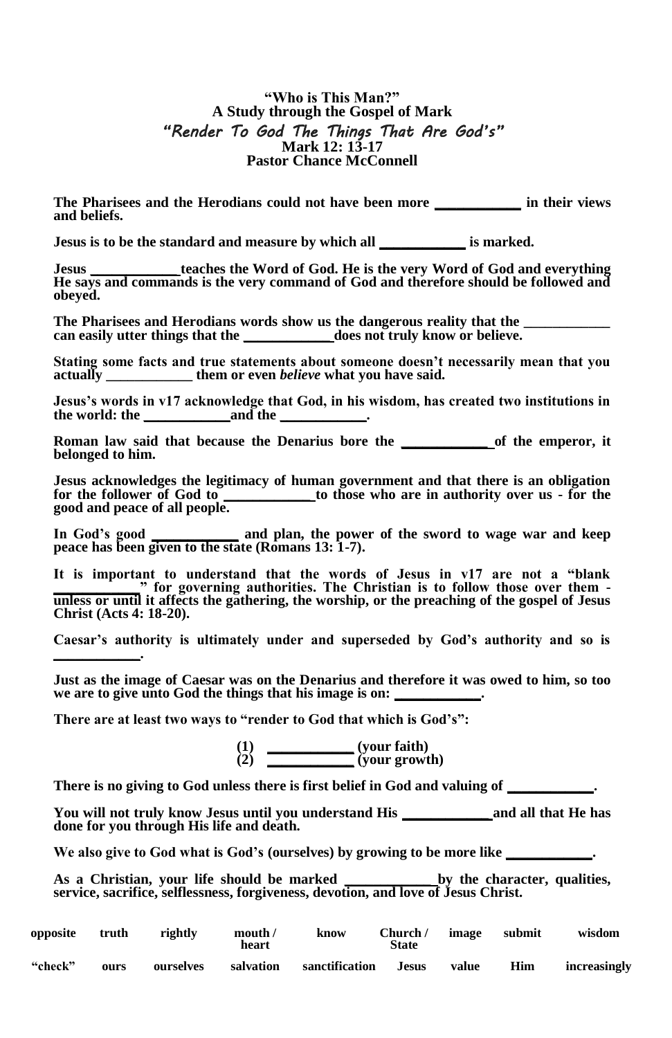**"Who is This Man?"**
**A Study through the Gospel of Mark**
***"Render To God The Things That Are God's"***
**Mark 12: 13-17**
**Pastor Chance McConnell**

**The Pharisees and the Herodians could not have been more ____________ in their views and beliefs.**

**Jesus is to be the standard and measure by which all ____________ is marked.**

**Jesus ____________ teaches the Word of God. He is the very Word of God and everything He says and commands is the very command of God and therefore should be followed and obeyed.**

**The Pharisees and Herodians words show us the dangerous reality that the ____________ can easily utter things that the ____________ does not truly know or believe.**

**Stating some facts and true statements about someone doesn't necessarily mean that you actually ____________ them or even *believe* what you have said.**

**Jesus's words in v17 acknowledge that God, in his wisdom, has created two institutions in the world: the ____________ and the ____________.**

**Roman law said that because the Denarius bore the ____________ of the emperor, it belonged to him.**

**Jesus acknowledges the legitimacy of human government and that there is an obligation for the follower of God to ____________ to those who are in authority over us - for the good and peace of all people.**

**In God's good ____________ and plan, the power of the sword to wage war and keep peace has been given to the state (Romans 13: 1-7).**

**It is important to understand that the words of Jesus in v17 are not a "blank ____________" for governing authorities. The Christian is to follow those over them - unless or until it affects the gathering, the worship, or the preaching of the gospel of Jesus Christ (Acts 4: 18-20).**

**Caesar's authority is ultimately under and superseded by God's authority and so is ____________.**

**Just as the image of Caesar was on the Denarius and therefore it was owed to him, so too we are to give unto God the things that his image is on: ____________.**

**There are at least two ways to "render to God that which is God's":**

**(1) ____________ (your faith)**
**(2) ____________ (your growth)**

**There is no giving to God unless there is first belief in God and valuing of ____________.**

**You will not truly know Jesus until you understand His ____________ and all that He has done for you through His life and death.**

**We also give to God what is God's (ourselves) by growing to be more like ____________.**

**As a Christian, your life should be marked ____________ by the character, qualities, service, sacrifice, selflessness, forgiveness, devotion, and love of Jesus Christ.**

| opposite | truth | rightly | mouth / heart | know | Church / State | image | submit | wisdom |
|---|---|---|---|---|---|---|---|---|
| "check" | ours | ourselves | salvation | sanctification | Jesus | value | Him | increasingly |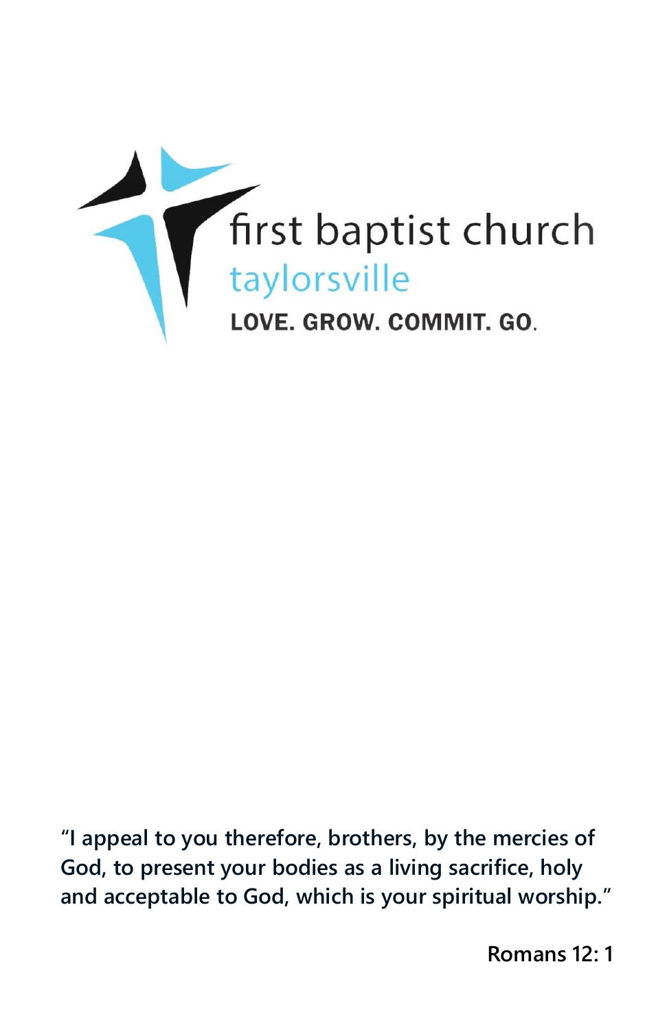first baptist church

taylorsville

LOVE. GROW. COMMIT. GO.

"I appeal to you therefore, brothers, by the mercies of God, to present your bodies as a living sacrifice, holy and acceptable to God, which is your spiritual worship."

Romans 12: 1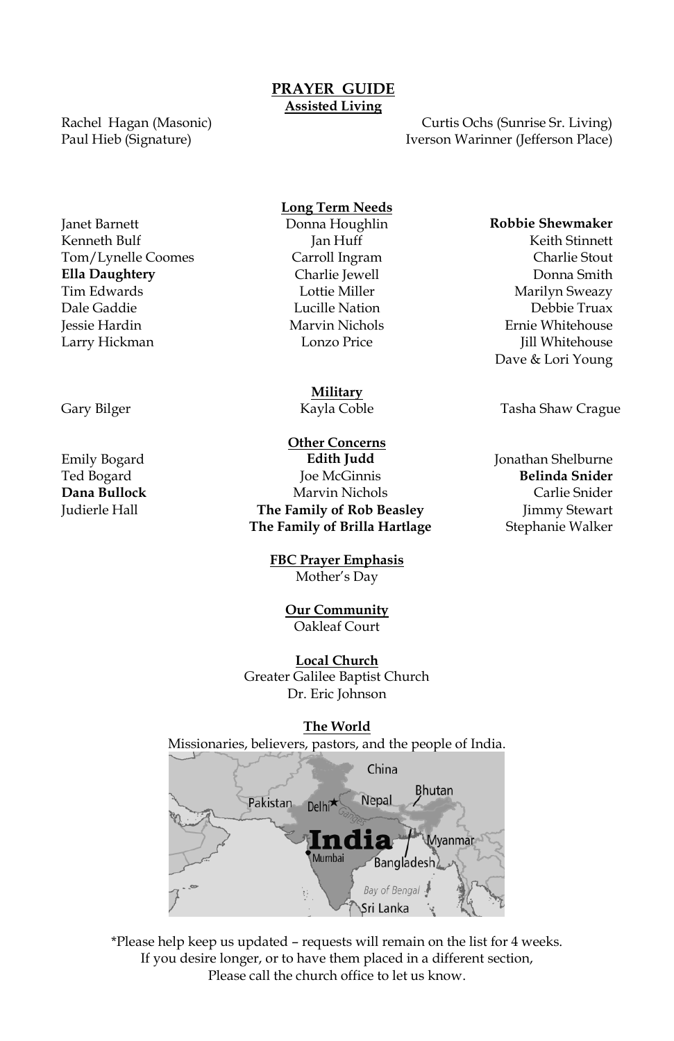## PRAYER GUIDE

### Assisted Living

Rachel Hagan (Masonic)
Paul Hieb (Signature)
Curtis Ochs (Sunrise Sr. Living)
Iverson Warinner (Jefferson Place)

### Long Term Needs

Janet Barnett
Kenneth Bulf
Tom/Lynelle Coomes
**Ella Daughtery**
Tim Edwards
Dale Gaddie
Jessie Hardin
Larry Hickman
Donna Houghlin
Jan Huff
Carroll Ingram
Charlie Jewell
Lottie Miller
Lucille Nation
Marvin Nichols
Lonzo Price
**Robbie Shewmaker**
Keith Stinnett
Charlie Stout
Donna Smith
Marilyn Sweazy
Debbie Truax
Ernie Whitehouse
Jill Whitehouse
Dave & Lori Young

### Military

Gary Bilger
Kayla Coble
Tasha Shaw Crague

### Other Concerns

Emily Bogard
Ted Bogard
**Dana Bullock**
Judierle Hall
**Edith Judd**
Joe McGinnis
Marvin Nichols
**The Family of Rob Beasley**
**The Family of Brilla Hartlage**
Jonathan Shelburne
**Belinda Snider**
Carlie Snider
Jimmy Stewart
Stephanie Walker

### FBC Prayer Emphasis

Mother's Day

### Our Community

Oakleaf Court

### Local Church

Greater Galilee Baptist Church
Dr. Eric Johnson

### The World

Missionaries, believers, pastors, and the people of India.

China
Pakistan
Delhi
Ganges
Nepal
Bhutan
India
Mumbai
Myanmar
Bangladesh
Bay of Bengal
Sri Lanka

*Please help keep us updated – requests will remain on the list for 4 weeks.
If you desire longer, or to have them placed in a different section,
Please call the church office to let us know.